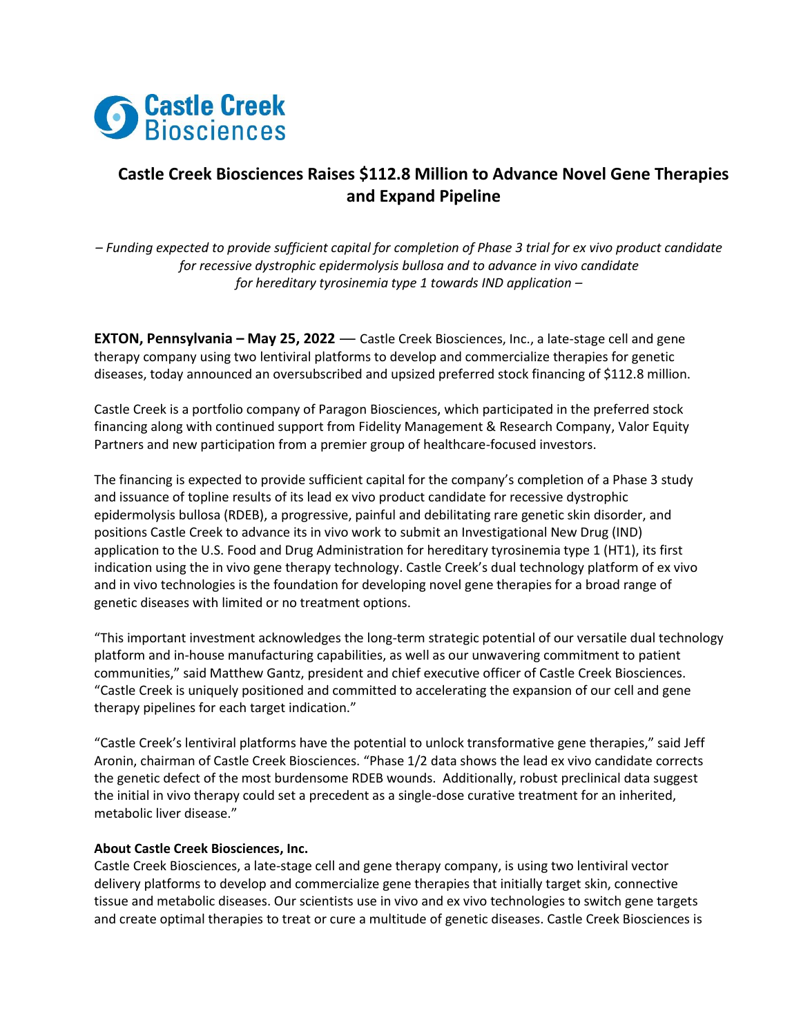Castle Creek Biosciences

# Castle Creek Biosciences Raises $112.8 Million to Advance Novel Gene Therapies and Expand Pipeline

*– Funding expected to provide sufficient capital for completion of Phase 3 trial for ex vivo product candidate for recessive dystrophic epidermolysis bullosa and to advance in vivo candidate for hereditary tyrosinemia type 1 towards IND application –*

**EXTON, Pennsylvania – May 25, 2022** –– Castle Creek Biosciences, Inc., a late-stage cell and gene therapy company using two lentiviral platforms to develop and commercialize therapies for genetic diseases, today announced an oversubscribed and upsized preferred stock financing of $112.8 million.

Castle Creek is a portfolio company of Paragon Biosciences, which participated in the preferred stock financing along with continued support from Fidelity Management & Research Company, Valor Equity Partners and new participation from a premier group of healthcare-focused investors.

The financing is expected to provide sufficient capital for the company's completion of a Phase 3 study and issuance of topline results of its lead ex vivo product candidate for recessive dystrophic epidermolysis bullosa (RDEB), a progressive, painful and debilitating rare genetic skin disorder, and positions Castle Creek to advance its in vivo work to submit an Investigational New Drug (IND) application to the U.S. Food and Drug Administration for hereditary tyrosinemia type 1 (HT1), its first indication using the in vivo gene therapy technology. Castle Creek's dual technology platform of ex vivo and in vivo technologies is the foundation for developing novel gene therapies for a broad range of genetic diseases with limited or no treatment options.

"This important investment acknowledges the long-term strategic potential of our versatile dual technology platform and in-house manufacturing capabilities, as well as our unwavering commitment to patient communities," said Matthew Gantz, president and chief executive officer of Castle Creek Biosciences. "Castle Creek is uniquely positioned and committed to accelerating the expansion of our cell and gene therapy pipelines for each target indication."

"Castle Creek's lentiviral platforms have the potential to unlock transformative gene therapies," said Jeff Aronin, chairman of Castle Creek Biosciences. "Phase 1/2 data shows the lead ex vivo candidate corrects the genetic defect of the most burdensome RDEB wounds. Additionally, robust preclinical data suggest the initial in vivo therapy could set a precedent as a single-dose curative treatment for an inherited, metabolic liver disease."

**About Castle Creek Biosciences, Inc.**

Castle Creek Biosciences, a late-stage cell and gene therapy company, is using two lentiviral vector delivery platforms to develop and commercialize gene therapies that initially target skin, connective tissue and metabolic diseases. Our scientists use in vivo and ex vivo technologies to switch gene targets and create optimal therapies to treat or cure a multitude of genetic diseases. Castle Creek Biosciences is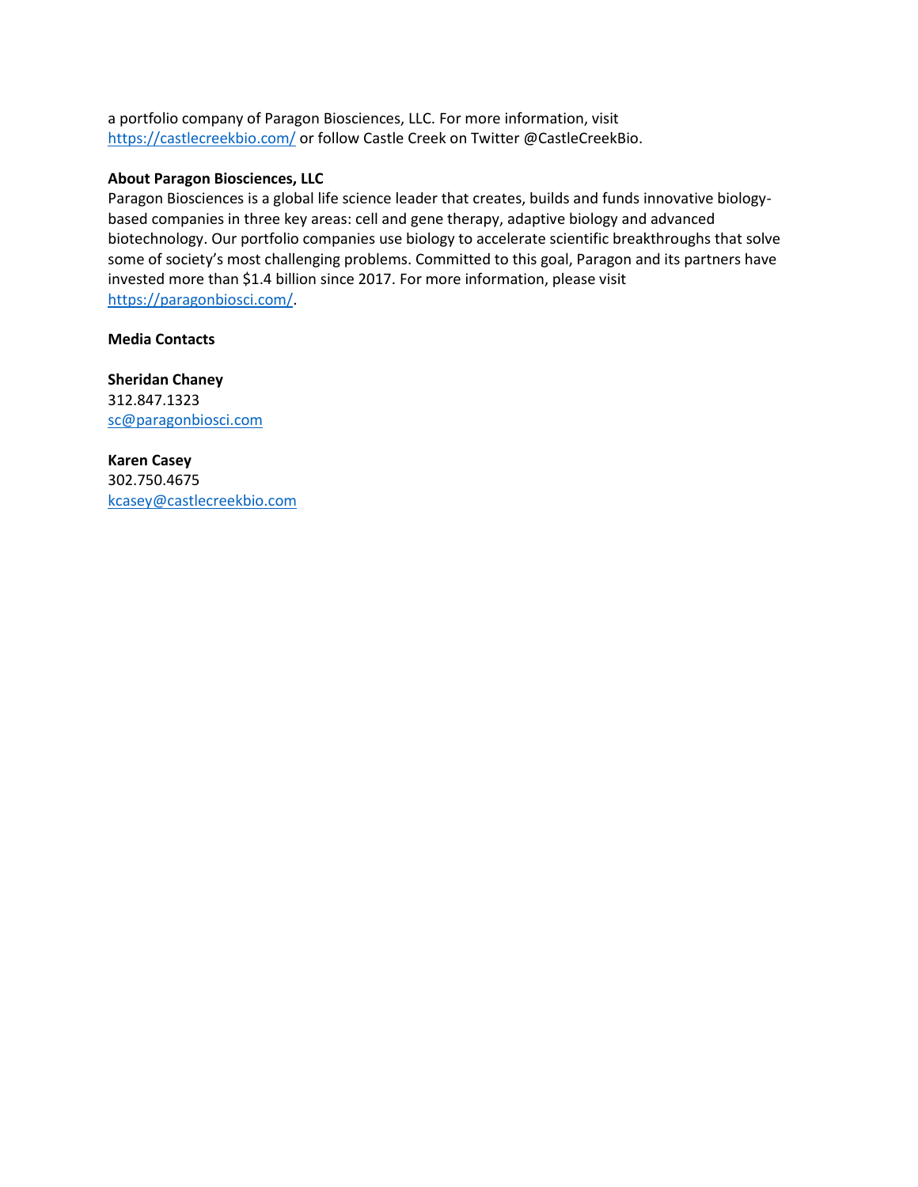a portfolio company of Paragon Biosciences, LLC. For more information, visit https://castlecreekbio.com/ or follow Castle Creek on Twitter @CastleCreekBio.

**About Paragon Biosciences, LLC**

Paragon Biosciences is a global life science leader that creates, builds and funds innovative biology-based companies in three key areas: cell and gene therapy, adaptive biology and advanced biotechnology. Our portfolio companies use biology to accelerate scientific breakthroughs that solve some of society's most challenging problems. Committed to this goal, Paragon and its partners have invested more than $1.4 billion since 2017. For more information, please visit https://paragonbiosci.com/.

**Media Contacts**

**Sheridan Chaney**
312.847.1323
sc@paragonbiosci.com

**Karen Casey**
302.750.4675
kcasey@castlecreekbio.com